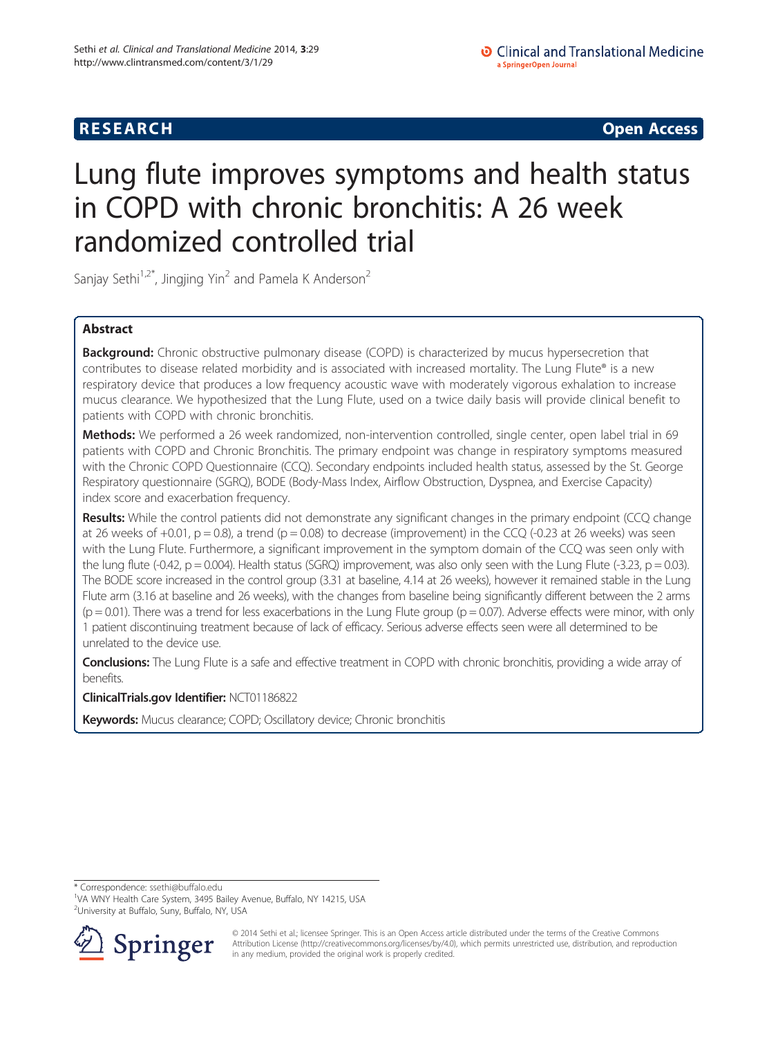**RESEARCH** **Open Access**

# Lung flute improves symptoms and health status in COPD with chronic bronchitis: A 26 week randomized controlled trial

Sanjay Sethi[1,2*], Jingjing Yin[2] and Pamela K Anderson[2]

## Abstract

**Background:** Chronic obstructive pulmonary disease (COPD) is characterized by mucus hypersecretion that contributes to disease related morbidity and is associated with increased mortality. The Lung Flute® is a new respiratory device that produces a low frequency acoustic wave with moderately vigorous exhalation to increase mucus clearance. We hypothesized that the Lung Flute, used on a twice daily basis will provide clinical benefit to patients with COPD with chronic bronchitis.

**Methods:** We performed a 26 week randomized, non-intervention controlled, single center, open label trial in 69 patients with COPD and Chronic Bronchitis. The primary endpoint was change in respiratory symptoms measured with the Chronic COPD Questionnaire (CCQ). Secondary endpoints included health status, assessed by the St. George Respiratory questionnaire (SGRQ), BODE (Body-Mass Index, Airflow Obstruction, Dyspnea, and Exercise Capacity) index score and exacerbation frequency.

**Results:** While the control patients did not demonstrate any significant changes in the primary endpoint (CCQ change at 26 weeks of +0.01, $p = 0.8$), a trend ($p = 0.08$) to decrease (improvement) in the CCQ (-0.23 at 26 weeks) was seen with the Lung Flute. Furthermore, a significant improvement in the symptom domain of the CCQ was seen only with the lung flute (-0.42, $p = 0.004$). Health status (SGRQ) improvement, was also only seen with the Lung Flute (-3.23, $p = 0.03$). The BODE score increased in the control group (3.31 at baseline, 4.14 at 26 weeks), however it remained stable in the Lung Flute arm (3.16 at baseline and 26 weeks), with the changes from baseline being significantly different between the 2 arms ($p = 0.01$). There was a trend for less exacerbations in the Lung Flute group ($p = 0.07$). Adverse effects were minor, with only 1 patient discontinuing treatment because of lack of efficacy. Serious adverse effects seen were all determined to be unrelated to the device use.

**Conclusions:** The Lung Flute is a safe and effective treatment in COPD with chronic bronchitis, providing a wide array of benefits.

**ClinicalTrials.gov Identifier:** NCT01186822

**Keywords:** Mucus clearance; COPD; Oscillatory device; Chronic bronchitis

\* Correspondence: ssethi@buffalo.edu
[1]VA WNY Health Care System, 3495 Bailey Avenue, Buffalo, NY 14215, USA
[2]University at Buffalo, Suny, Buffalo, NY, USA

© 2014 Sethi et al.; licensee Springer. This is an Open Access article distributed under the terms of the Creative Commons Attribution License (http://creativecommons.org/licenses/by/4.0), which permits unrestricted use, distribution, and reproduction in any medium, provided the original work is properly credited.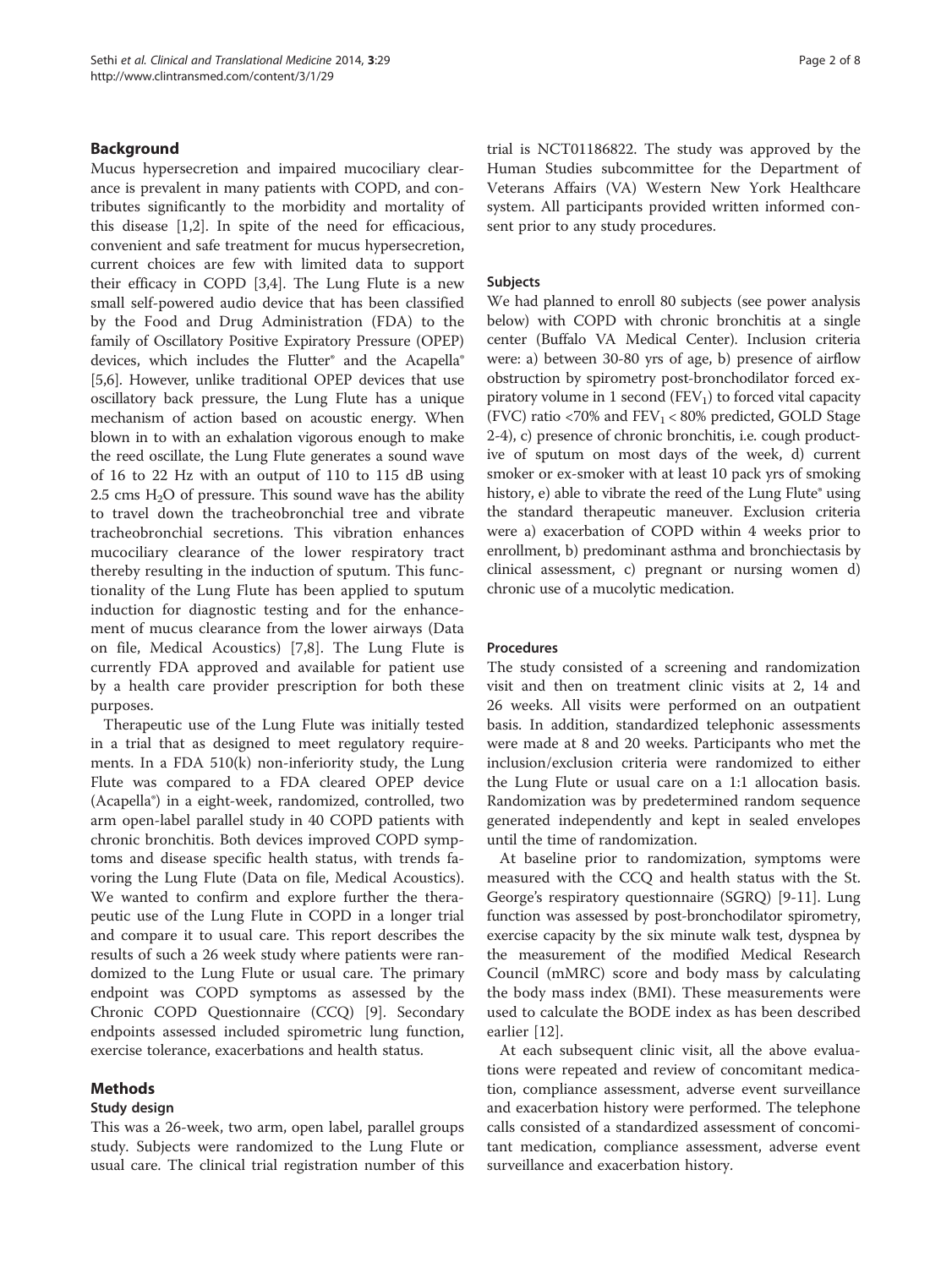## Background

Mucus hypersecretion and impaired mucociliary clearance is prevalent in many patients with COPD, and contributes significantly to the morbidity and mortality of this disease [1,2]. In spite of the need for efficacious, convenient and safe treatment for mucus hypersecretion, current choices are few with limited data to support their efficacy in COPD [3,4]. The Lung Flute is a new small self-powered audio device that has been classified by the Food and Drug Administration (FDA) to the family of Oscillatory Positive Expiratory Pressure (OPEP) devices, which includes the Flutter® and the Acapella® [5,6]. However, unlike traditional OPEP devices that use oscillatory back pressure, the Lung Flute has a unique mechanism of action based on acoustic energy. When blown in to with an exhalation vigorous enough to make the reed oscillate, the Lung Flute generates a sound wave of 16 to 22 Hz with an output of 110 to 115 dB using 2.5 cms $H_2O$ of pressure. This sound wave has the ability to travel down the tracheobronchial tree and vibrate tracheobronchial secretions. This vibration enhances mucociliary clearance of the lower respiratory tract thereby resulting in the induction of sputum. This functionality of the Lung Flute has been applied to sputum induction for diagnostic testing and for the enhancement of mucus clearance from the lower airways (Data on file, Medical Acoustics) [7,8]. The Lung Flute is currently FDA approved and available for patient use by a health care provider prescription for both these purposes.

Therapeutic use of the Lung Flute was initially tested in a trial that as designed to meet regulatory requirements. In a FDA 510(k) non-inferiority study, the Lung Flute was compared to a FDA cleared OPEP device (Acapella®) in a eight-week, randomized, controlled, two arm open-label parallel study in 40 COPD patients with chronic bronchitis. Both devices improved COPD symptoms and disease specific health status, with trends favoring the Lung Flute (Data on file, Medical Acoustics). We wanted to confirm and explore further the therapeutic use of the Lung Flute in COPD in a longer trial and compare it to usual care. This report describes the results of such a 26 week study where patients were randomized to the Lung Flute or usual care. The primary endpoint was COPD symptoms as assessed by the Chronic COPD Questionnaire (CCQ) [9]. Secondary endpoints assessed included spirometric lung function, exercise tolerance, exacerbations and health status.

## Methods

### Study design

This was a 26-week, two arm, open label, parallel groups study. Subjects were randomized to the Lung Flute or usual care. The clinical trial registration number of this trial is NCT01186822. The study was approved by the Human Studies subcommittee for the Department of Veterans Affairs (VA) Western New York Healthcare system. All participants provided written informed consent prior to any study procedures.

### Subjects

We had planned to enroll 80 subjects (see power analysis below) with COPD with chronic bronchitis at a single center (Buffalo VA Medical Center). Inclusion criteria were: a) between 30-80 yrs of age, b) presence of airflow obstruction by spirometry post-bronchodilator forced expiratory volume in 1 second ($FEV_1$) to forced vital capacity (FVC) ratio <70% and $FEV_1$ < 80% predicted, GOLD Stage 2-4), c) presence of chronic bronchitis, i.e. cough productive of sputum on most days of the week, d) current smoker or ex-smoker with at least 10 pack yrs of smoking history, e) able to vibrate the reed of the Lung Flute® using the standard therapeutic maneuver. Exclusion criteria were a) exacerbation of COPD within 4 weeks prior to enrollment, b) predominant asthma and bronchiectasis by clinical assessment, c) pregnant or nursing women d) chronic use of a mucolytic medication.

### Procedures

The study consisted of a screening and randomization visit and then on treatment clinic visits at 2, 14 and 26 weeks. All visits were performed on an outpatient basis. In addition, standardized telephonic assessments were made at 8 and 20 weeks. Participants who met the inclusion/exclusion criteria were randomized to either the Lung Flute or usual care on a 1:1 allocation basis. Randomization was by predetermined random sequence generated independently and kept in sealed envelopes until the time of randomization.

At baseline prior to randomization, symptoms were measured with the CCQ and health status with the St. George's respiratory questionnaire (SGRQ) [9-11]. Lung function was assessed by post-bronchodilator spirometry, exercise capacity by the six minute walk test, dyspnea by the measurement of the modified Medical Research Council (mMRC) score and body mass by calculating the body mass index (BMI). These measurements were used to calculate the BODE index as has been described earlier [12].

At each subsequent clinic visit, all the above evaluations were repeated and review of concomitant medication, compliance assessment, adverse event surveillance and exacerbation history were performed. The telephone calls consisted of a standardized assessment of concomitant medication, compliance assessment, adverse event surveillance and exacerbation history.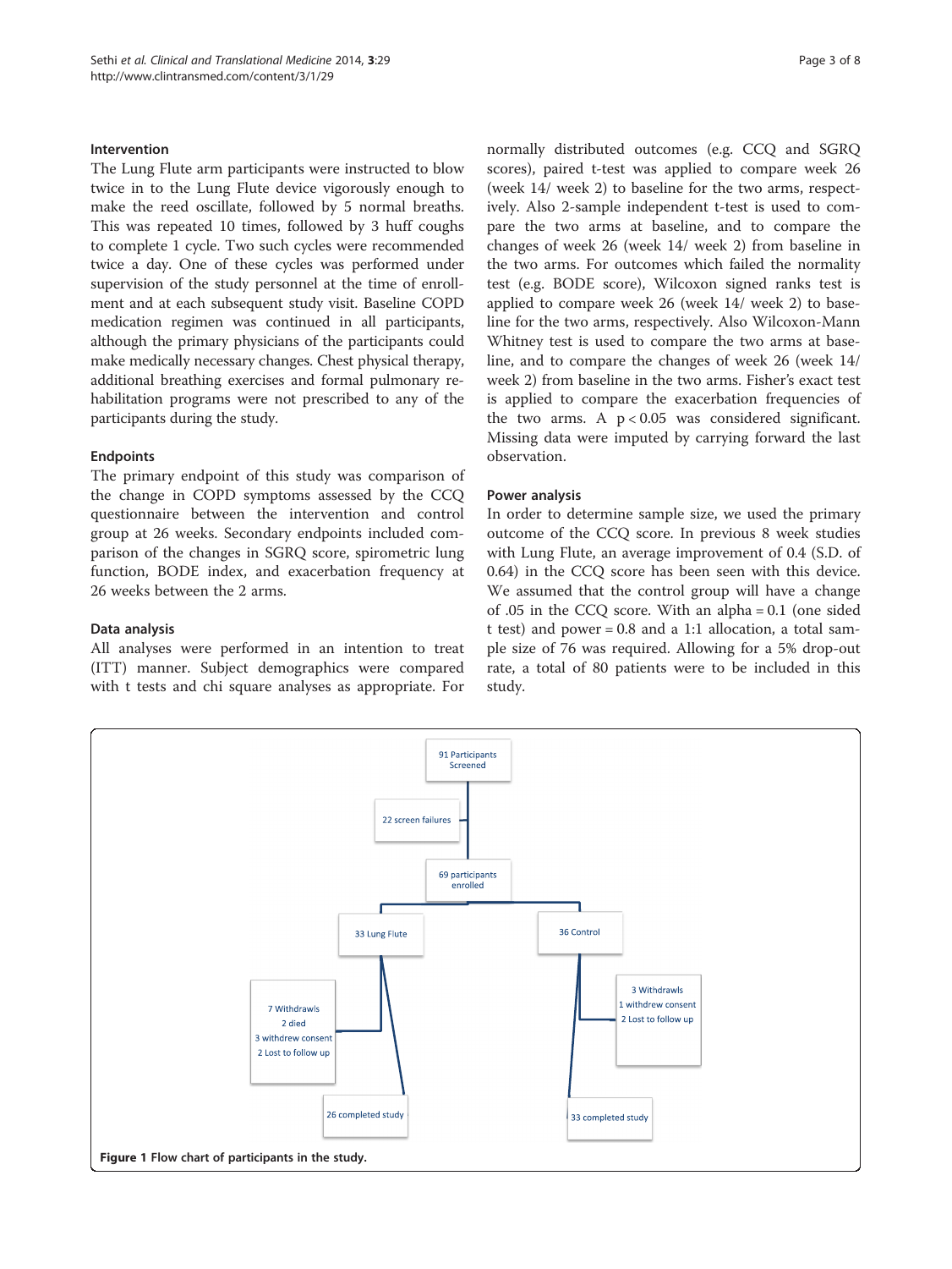### Intervention

The Lung Flute arm participants were instructed to blow twice in to the Lung Flute device vigorously enough to make the reed oscillate, followed by 5 normal breaths. This was repeated 10 times, followed by 3 huff coughs to complete 1 cycle. Two such cycles were recommended twice a day. One of these cycles was performed under supervision of the study personnel at the time of enrollment and at each subsequent study visit. Baseline COPD medication regimen was continued in all participants, although the primary physicians of the participants could make medically necessary changes. Chest physical therapy, additional breathing exercises and formal pulmonary rehabilitation programs were not prescribed to any of the participants during the study.

### Endpoints

The primary endpoint of this study was comparison of the change in COPD symptoms assessed by the CCQ questionnaire between the intervention and control group at 26 weeks. Secondary endpoints included comparison of the changes in SGRQ score, spirometric lung function, BODE index, and exacerbation frequency at 26 weeks between the 2 arms.

### Data analysis

All analyses were performed in an intention to treat (ITT) manner. Subject demographics were compared with t tests and chi square analyses as appropriate. For normally distributed outcomes (e.g. CCQ and SGRQ scores), paired t-test was applied to compare week 26 (week 14/ week 2) to baseline for the two arms, respectively. Also 2-sample independent t-test is used to compare the two arms at baseline, and to compare the changes of week 26 (week 14/ week 2) from baseline in the two arms. For outcomes which failed the normality test (e.g. BODE score), Wilcoxon signed ranks test is applied to compare week 26 (week 14/ week 2) to baseline for the two arms, respectively. Also Wilcoxon-Mann Whitney test is used to compare the two arms at baseline, and to compare the changes of week 26 (week 14/ week 2) from baseline in the two arms. Fisher's exact test is applied to compare the exacerbation frequencies of the two arms. A $p < 0.05$ was considered significant. Missing data were imputed by carrying forward the last observation.

### Power analysis

In order to determine sample size, we used the primary outcome of the CCQ score. In previous 8 week studies with Lung Flute, an average improvement of 0.4 (S.D. of 0.64) in the CCQ score has been seen with this device. We assumed that the control group will have a change of .05 in the CCQ score. With an alpha = 0.1 (one sided t test) and power = 0.8 and a 1:1 allocation, a total sample size of 76 was required. Allowing for a 5% drop-out rate, a total of 80 patients were to be included in this study.

91 Participants Screened

22 screen failures

69 participants enrolled

33 Lung Flute

7 Withdrawls
2 died
3 withdrew consent
2 Lost to follow up

26 completed study

36 Control

3 Withdrawls
1 withdrew consent
2 Lost to follow up

33 completed study

**Figure 1** Flow chart of participants in the study.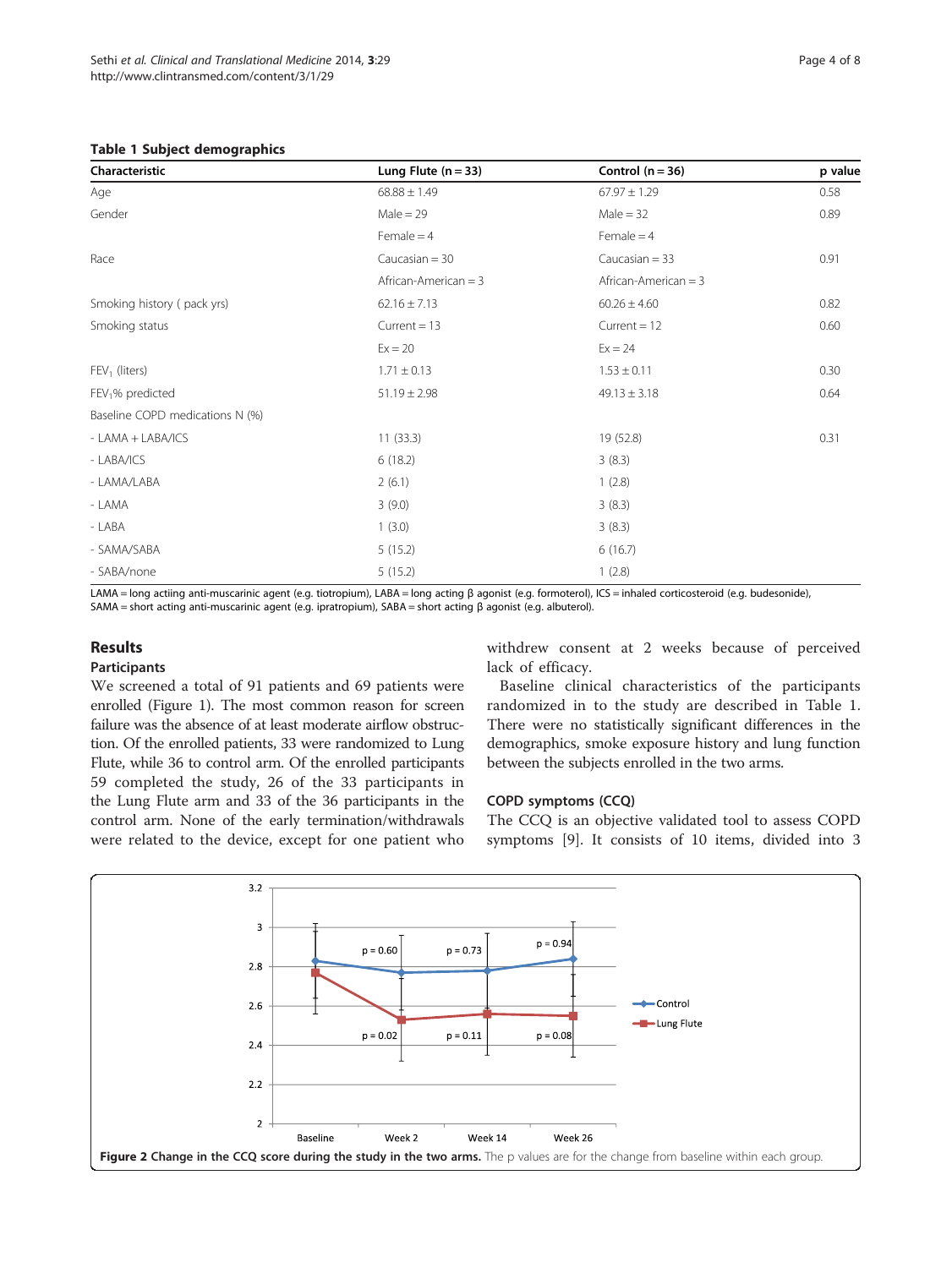**Table 1 Subject demographics**

| Characteristic | Lung Flute (n = 33) | Control (n = 36) | p value |
|---|---|---|---|
| Age | 68.88 ± 1.49 | 67.97 ± 1.29 | 0.58 |
| Gender | Male = 29 | Male = 32 | 0.89 |
| | Female = 4 | Female = 4 | |
| Race | Caucasian = 30 | Caucasian = 33 | 0.91 |
| | African-American = 3 | African-American = 3 | |
| Smoking history ( pack yrs) | 62.16 ± 7.13 | 60.26 ± 4.60 | 0.82 |
| Smoking status | Current = 13 | Current = 12 | 0.60 |
| | Ex = 20 | Ex = 24 | |
| $FEV_1$ (liters) | 1.71 ± 0.13 | 1.53 ± 0.11 | 0.30 |
| $FEV_1$% predicted | 51.19 ± 2.98 | 49.13 ± 3.18 | 0.64 |
| Baseline COPD medications N (%) | | | |
| - LAMA + LABA/ICS | 11 (33.3) | 19 (52.8) | 0.31 |
| - LABA/ICS | 6 (18.2) | 3 (8.3) | |
| - LAMA/LABA | 2 (6.1) | 1 (2.8) | |
| - LAMA | 3 (9.0) | 3 (8.3) | |
| - LABA | 1 (3.0) | 3 (8.3) | |
| - SAMA/SABA | 5 (15.2) | 6 (16.7) | |
| - SABA/none | 5 (15.2) | 1 (2.8) | |

LAMA = long actiing anti-muscarinic agent (e.g. tiotropium), LABA = long acting β agonist (e.g. formoterol), ICS = inhaled corticosteroid (e.g. budesonide), SAMA = short acting anti-muscarinic agent (e.g. ipratropium), SABA = short acting β agonist (e.g. albuterol).

## Results

### Participants

We screened a total of 91 patients and 69 patients were enrolled (Figure 1). The most common reason for screen failure was the absence of at least moderate airflow obstruction. Of the enrolled patients, 33 were randomized to Lung Flute, while 36 to control arm. Of the enrolled participants 59 completed the study, 26 of the 33 participants in the Lung Flute arm and 33 of the 36 participants in the control arm. None of the early termination/withdrawals were related to the device, except for one patient who withdrew consent at 2 weeks because of perceived lack of efficacy.

Baseline clinical characteristics of the participants randomized in to the study are described in Table 1. There were no statistically significant differences in the demographics, smoke exposure history and lung function between the subjects enrolled in the two arms.

### COPD symptoms (CCQ)

The CCQ is an objective validated tool to assess COPD symptoms [9]. It consists of 10 items, divided into 3

**Figure 2 Change in the CCQ score during the study in the two arms.** The p values are for the change from baseline within each group.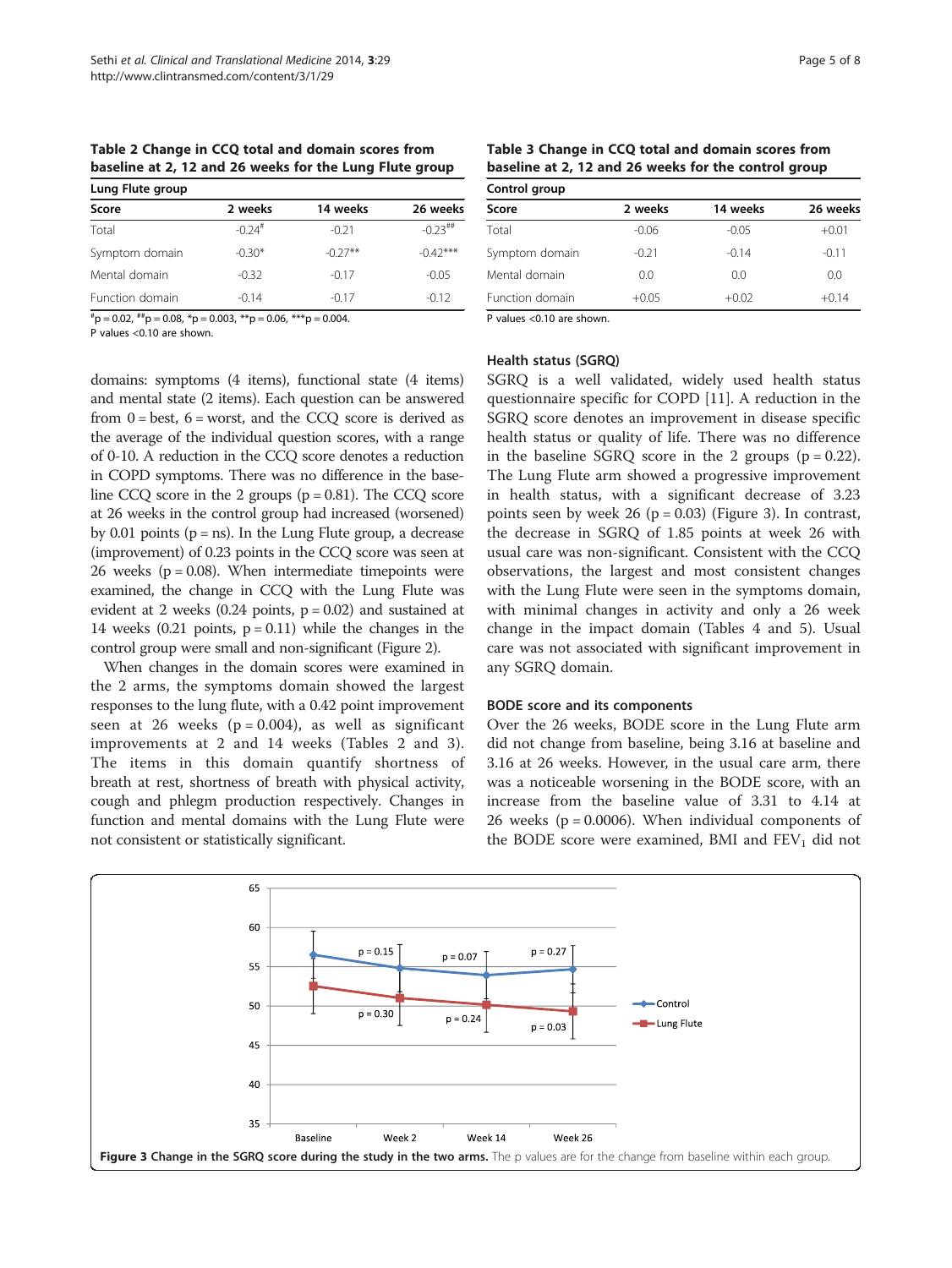**Table 2 Change in CCQ total and domain scores from baseline at 2, 12 and 26 weeks for the Lung Flute group**

| Lung Flute group | | | |
|---|---|---|---|
| Score | 2 weeks | 14 weeks | 26 weeks |
| Total | -0.24[#] | -0.21 | -0.23[##] |
| Symptom domain | -0.30* | -0.27** | -0.42*** |
| Mental domain | -0.32 | -0.17 | -0.05 |
| Function domain | -0.14 | -0.17 | -0.12 |

[#]p = 0.02, [##]p = 0.08, *p = 0.003, **p = 0.06, ***p = 0.004.
P values <0.10 are shown.

**Table 3 Change in CCQ total and domain scores from baseline at 2, 12 and 26 weeks for the control group**

| Control group | | | |
|---|---|---|---|
| Score | 2 weeks | 14 weeks | 26 weeks |
| Total | -0.06 | -0.05 | +0.01 |
| Symptom domain | -0.21 | -0.14 | -0.11 |
| Mental domain | 0.0 | 0.0 | 0.0 |
| Function domain | +0.05 | +0.02 | +0.14 |

P values <0.10 are shown.

domains: symptoms (4 items), functional state (4 items) and mental state (2 items). Each question can be answered from 0 = best, 6 = worst, and the CCQ score is derived as the average of the individual question scores, with a range of 0-10. A reduction in the CCQ score denotes a reduction in COPD symptoms. There was no difference in the baseline CCQ score in the 2 groups (p = 0.81). The CCQ score at 26 weeks in the control group had increased (worsened) by 0.01 points (p = ns). In the Lung Flute group, a decrease (improvement) of 0.23 points in the CCQ score was seen at 26 weeks (p = 0.08). When intermediate timepoints were examined, the change in CCQ with the Lung Flute was evident at 2 weeks (0.24 points, p = 0.02) and sustained at 14 weeks (0.21 points, p = 0.11) while the changes in the control group were small and non-significant (Figure 2).

When changes in the domain scores were examined in the 2 arms, the symptoms domain showed the largest responses to the lung flute, with a 0.42 point improvement seen at 26 weeks (p = 0.004), as well as significant improvements at 2 and 14 weeks (Tables 2 and 3). The items in this domain quantify shortness of breath at rest, shortness of breath with physical activity, cough and phlegm production respectively. Changes in function and mental domains with the Lung Flute were not consistent or statistically significant.

### Health status (SGRQ)

SGRQ is a well validated, widely used health status questionnaire specific for COPD [11]. A reduction in the SGRQ score denotes an improvement in disease specific health status or quality of life. There was no difference in the baseline SGRQ score in the 2 groups (p = 0.22). The Lung Flute arm showed a progressive improvement in health status, with a significant decrease of 3.23 points seen by week 26 (p = 0.03) (Figure 3). In contrast, the decrease in SGRQ of 1.85 points at week 26 with usual care was non-significant. Consistent with the CCQ observations, the largest and most consistent changes with the Lung Flute were seen in the symptoms domain, with minimal changes in activity and only a 26 week change in the impact domain (Tables 4 and 5). Usual care was not associated with significant improvement in any SGRQ domain.

### BODE score and its components

Over the 26 weeks, BODE score in the Lung Flute arm did not change from baseline, being 3.16 at baseline and 3.16 at 26 weeks. However, in the usual care arm, there was a noticeable worsening in the BODE score, with an increase from the baseline value of 3.31 to 4.14 at 26 weeks (p = 0.0006). When individual components of the BODE score were examined, BMI and $FEV_1$ did not

**Figure 3 Change in the SGRQ score during the study in the two arms.** The p values are for the change from baseline within each group.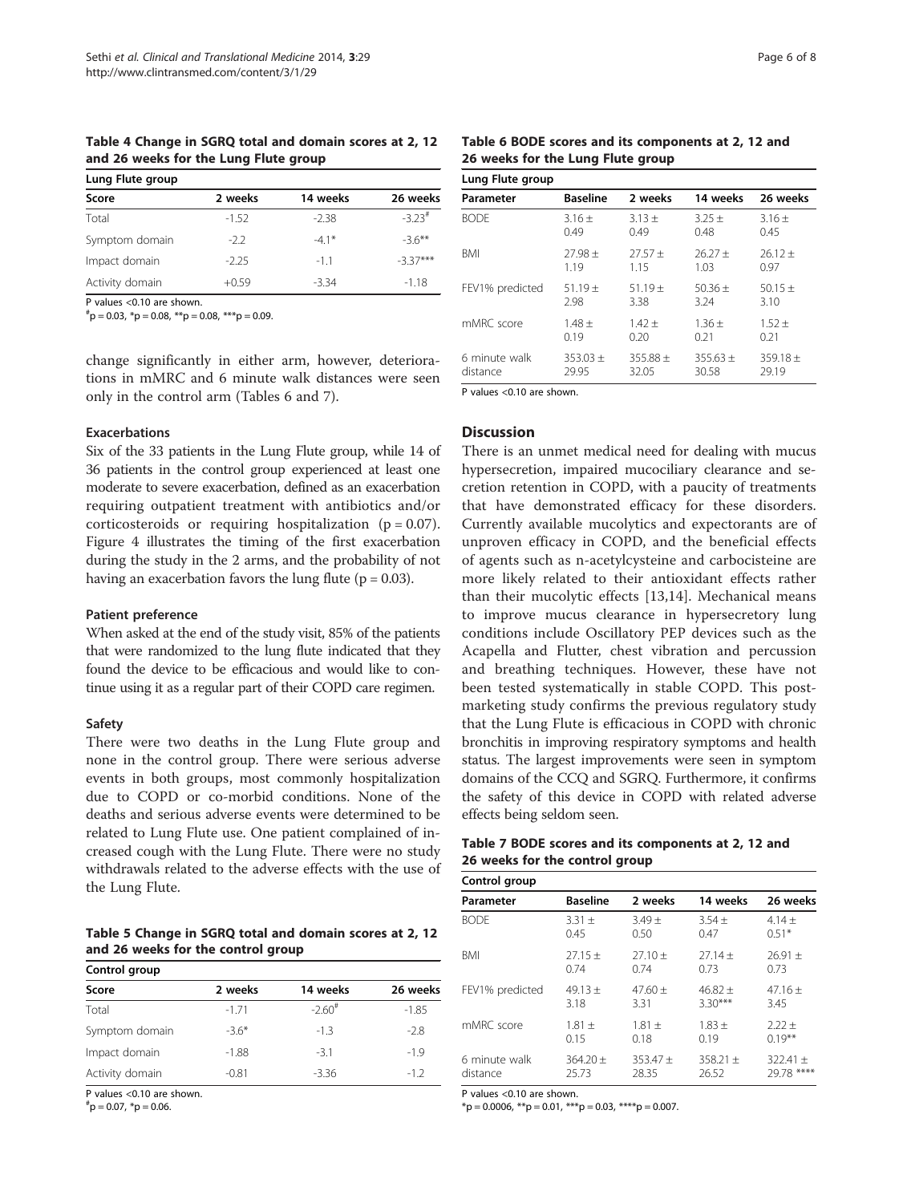**Table 4 Change in SGRQ total and domain scores at 2, 12 and 26 weeks for the Lung Flute group**

| Lung Flute group | | | |
|---|---|---|---|
| Score | 2 weeks | 14 weeks | 26 weeks |
| Total | -1.52 | -2.38 | -3.23[#] |
| Symptom domain | -2.2 | -4.1* | -3.6** |
| Impact domain | -2.25 | -1.1 | -3.37*** |
| Activity domain | +0.59 | -3.34 | -1.18 |

P values <0.10 are shown.
[#]p = 0.03, *p = 0.08, **p = 0.08, ***p = 0.09.

change significantly in either arm, however, deteriorations in mMRC and 6 minute walk distances were seen only in the control arm (Tables 6 and 7).

### Exacerbations

Six of the 33 patients in the Lung Flute group, while 14 of 36 patients in the control group experienced at least one moderate to severe exacerbation, defined as an exacerbation requiring outpatient treatment with antibiotics and/or corticosteroids or requiring hospitalization ($p = 0.07$). Figure 4 illustrates the timing of the first exacerbation during the study in the 2 arms, and the probability of not having an exacerbation favors the lung flute ($p = 0.03$).

### Patient preference

When asked at the end of the study visit, 85% of the patients that were randomized to the lung flute indicated that they found the device to be efficacious and would like to continue using it as a regular part of their COPD care regimen.

### Safety

There were two deaths in the Lung Flute group and none in the control group. There were serious adverse events in both groups, most commonly hospitalization due to COPD or co-morbid conditions. None of the deaths and serious adverse events were determined to be related to Lung Flute use. One patient complained of increased cough with the Lung Flute. There were no study withdrawals related to the adverse effects with the use of the Lung Flute.

**Table 5 Change in SGRQ total and domain scores at 2, 12 and 26 weeks for the control group**

| Control group | | | |
|---|---|---|---|
| Score | 2 weeks | 14 weeks | 26 weeks |
| Total | -1.71 | -2.60[#] | -1.85 |
| Symptom domain | -3.6* | -1.3 | -2.8 |
| Impact domain | -1.88 | -3.1 | -1.9 |
| Activity domain | -0.81 | -3.36 | -1.2 |

P values <0.10 are shown.
[#]p = 0.07, *p = 0.06.

**Table 6 BODE scores and its components at 2, 12 and 26 weeks for the Lung Flute group**

| Lung Flute group | | | | |
|---|---|---|---|---|
| Parameter | Baseline | 2 weeks | 14 weeks | 26 weeks |
| BODE | 3.16 ± 0.49 | 3.13 ± 0.49 | 3.25 ± 0.48 | 3.16 ± 0.45 |
| BMI | 27.98 ± 1.19 | 27.57 ± 1.15 | 26.27 ± 1.03 | 26.12 ± 0.97 |
| FEV1% predicted | 51.19 ± 2.98 | 51.19 ± 3.38 | 50.36 ± 3.24 | 50.15 ± 3.10 |
| mMRC score | 1.48 ± 0.19 | 1.42 ± 0.20 | 1.36 ± 0.21 | 1.52 ± 0.21 |
| 6 minute walk distance | 353.03 ± 29.95 | 355.88 ± 32.05 | 355.63 ± 30.58 | 359.18 ± 29.19 |

P values <0.10 are shown.

## Discussion

There is an unmet medical need for dealing with mucus hypersecretion, impaired mucociliary clearance and secretion retention in COPD, with a paucity of treatments that have demonstrated efficacy for these disorders. Currently available mucolytics and expectorants are of unproven efficacy in COPD, and the beneficial effects of agents such as n-acetylcysteine and carbocisteine are more likely related to their antioxidant effects rather than their mucolytic effects [13,14]. Mechanical means to improve mucus clearance in hypersecretory lung conditions include Oscillatory PEP devices such as the Acapella and Flutter, chest vibration and percussion and breathing techniques. However, these have not been tested systematically in stable COPD. This post-marketing study confirms the previous regulatory study that the Lung Flute is efficacious in COPD with chronic bronchitis in improving respiratory symptoms and health status. The largest improvements were seen in symptom domains of the CCQ and SGRQ. Furthermore, it confirms the safety of this device in COPD with related adverse effects being seldom seen.

**Table 7 BODE scores and its components at 2, 12 and 26 weeks for the control group**

| Control group | | | | |
|---|---|---|---|---|
| Parameter | Baseline | 2 weeks | 14 weeks | 26 weeks |
| BODE | 3.31 ± 0.45 | 3.49 ± 0.50 | 3.54 ± 0.47 | 4.14 ± 0.51* |
| BMI | 27.15 ± 0.74 | 27.10 ± 0.74 | 27.14 ± 0.73 | 26.91 ± 0.73 |
| FEV1% predicted | 49.13 ± 3.18 | 47.60 ± 3.31 | 46.82 ± 3.30*** | 47.16 ± 3.45 |
| mMRC score | 1.81 ± 0.15 | 1.81 ± 0.18 | 1.83 ± 0.19 | 2.22 ± 0.19** |
| 6 minute walk distance | 364.20 ± 25.73 | 353.47 ± 28.35 | 358.21 ± 26.52 | 322.41 ± 29.78 **** |

P values <0.10 are shown.
*p = 0.0006, **p = 0.01, ***p = 0.03, ****p = 0.007.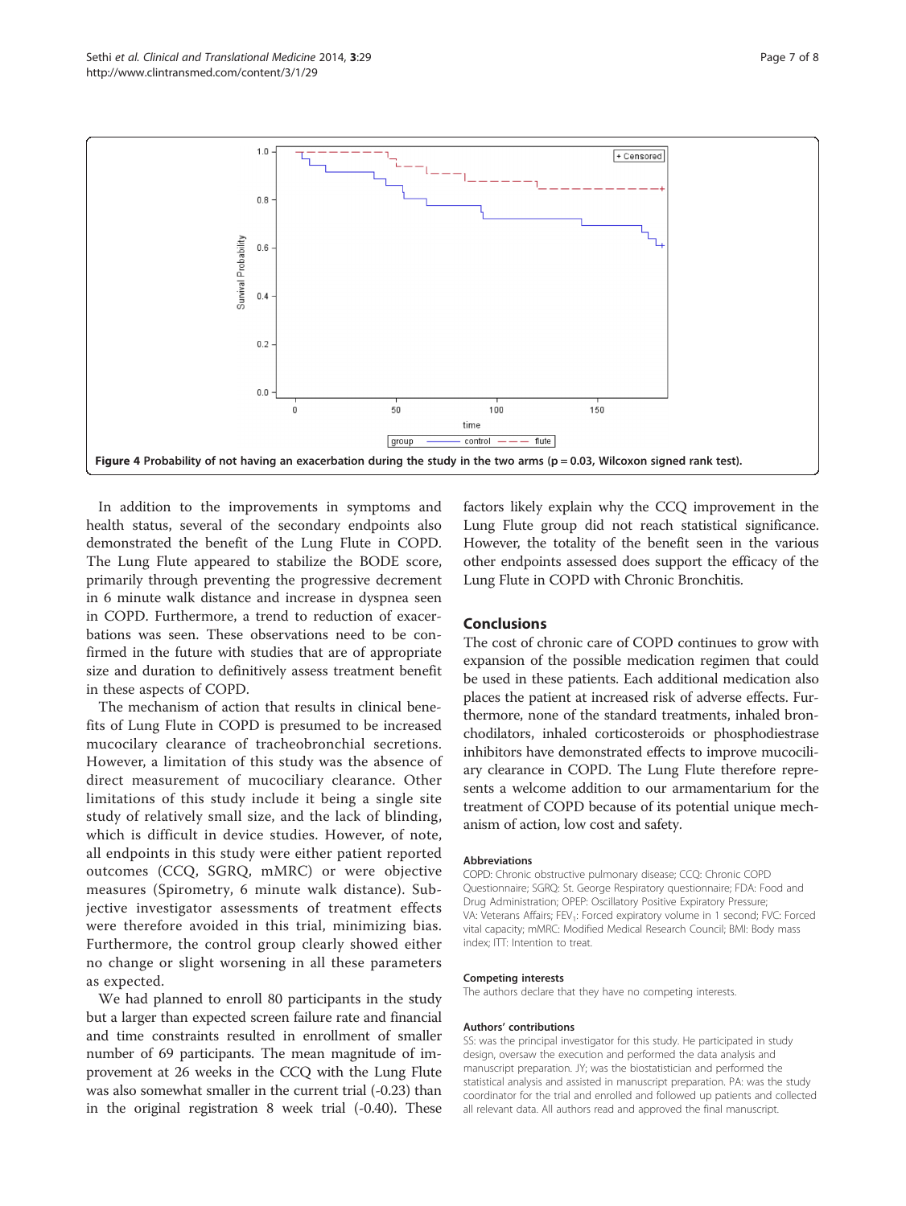Figure 4 Probability of not having an exacerbation during the study in the two arms (p = 0.03, Wilcoxon signed rank test).

In addition to the improvements in symptoms and health status, several of the secondary endpoints also demonstrated the benefit of the Lung Flute in COPD. The Lung Flute appeared to stabilize the BODE score, primarily through preventing the progressive decrement in 6 minute walk distance and increase in dyspnea seen in COPD. Furthermore, a trend to reduction of exacerbations was seen. These observations need to be confirmed in the future with studies that are of appropriate size and duration to definitively assess treatment benefit in these aspects of COPD.

The mechanism of action that results in clinical benefits of Lung Flute in COPD is presumed to be increased mucocilary clearance of tracheobronchial secretions. However, a limitation of this study was the absence of direct measurement of mucociliary clearance. Other limitations of this study include it being a single site study of relatively small size, and the lack of blinding, which is difficult in device studies. However, of note, all endpoints in this study were either patient reported outcomes (CCQ, SGRQ, mMRC) or were objective measures (Spirometry, 6 minute walk distance). Subjective investigator assessments of treatment effects were therefore avoided in this trial, minimizing bias. Furthermore, the control group clearly showed either no change or slight worsening in all these parameters as expected.

We had planned to enroll 80 participants in the study but a larger than expected screen failure rate and financial and time constraints resulted in enrollment of smaller number of 69 participants. The mean magnitude of improvement at 26 weeks in the CCQ with the Lung Flute was also somewhat smaller in the current trial (-0.23) than in the original registration 8 week trial (-0.40). These factors likely explain why the CCQ improvement in the Lung Flute group did not reach statistical significance. However, the totality of the benefit seen in the various other endpoints assessed does support the efficacy of the Lung Flute in COPD with Chronic Bronchitis.

## Conclusions

The cost of chronic care of COPD continues to grow with expansion of the possible medication regimen that could be used in these patients. Each additional medication also places the patient at increased risk of adverse effects. Furthermore, none of the standard treatments, inhaled bronchodilators, inhaled corticosteroids or phosphodiestrase inhibitors have demonstrated effects to improve mucociliary clearance in COPD. The Lung Flute therefore represents a welcome addition to our armamentarium for the treatment of COPD because of its potential unique mechanism of action, low cost and safety.

#### Abbreviations

COPD: Chronic obstructive pulmonary disease; CCQ: Chronic COPD Questionnaire; SGRQ: St. George Respiratory questionnaire; FDA: Food and Drug Administration; OPEP: Oscillatory Positive Expiratory Pressure; VA: Veterans Affairs; $FEV_1$: Forced expiratory volume in 1 second; FVC: Forced vital capacity; mMRC: Modified Medical Research Council; BMI: Body mass index; ITT: Intention to treat.

#### Competing interests

The authors declare that they have no competing interests.

#### Authors' contributions

SS: was the principal investigator for this study. He participated in study design, oversaw the execution and performed the data analysis and manuscript preparation. JY; was the biostatistician and performed the statistical analysis and assisted in manuscript preparation. PA: was the study coordinator for the trial and enrolled and followed up patients and collected all relevant data. All authors read and approved the final manuscript.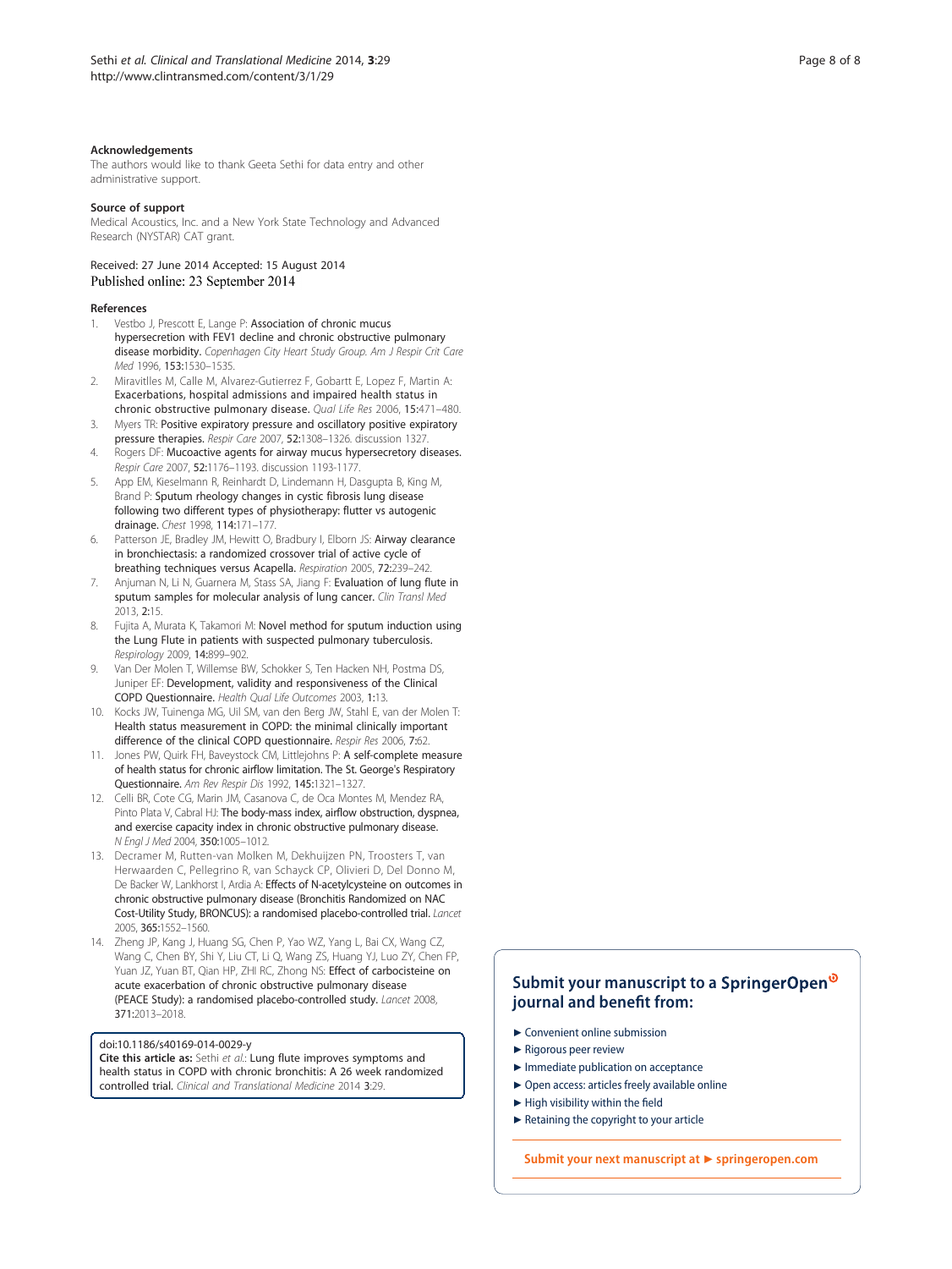### Acknowledgements

The authors would like to thank Geeta Sethi for data entry and other administrative support.

### Source of support

Medical Acoustics, Inc. and a New York State Technology and Advanced Research (NYSTAR) CAT grant.

Received: 27 June 2014 Accepted: 15 August 2014
Published online: 23 September 2014

### References

1. Vestbo J, Prescott E, Lange P: Association of chronic mucus hypersecretion with FEV1 decline and chronic obstructive pulmonary disease morbidity. *Copenhagen City Heart Study Group. Am J Respir Crit Care Med* 1996, **153**:1530–1535.
2. Miravitlles M, Calle M, Alvarez-Gutierrez F, Gobartt E, Lopez F, Martin A: Exacerbations, hospital admissions and impaired health status in chronic obstructive pulmonary disease. *Qual Life Res* 2006, **15**:471–480.
3. Myers TR: Positive expiratory pressure and oscillatory positive expiratory pressure therapies. *Respir Care* 2007, **52**:1308–1326. discussion 1327.
4. Rogers DF: Mucoactive agents for airway mucus hypersecretory diseases. *Respir Care* 2007, **52**:1176–1193. discussion 1193-1177.
5. App EM, Kieselmann R, Reinhardt D, Lindemann H, Dasgupta B, King M, Brand P: Sputum rheology changes in cystic fibrosis lung disease following two different types of physiotherapy: flutter vs autogenic drainage. *Chest* 1998, **114**:171–177.
6. Patterson JE, Bradley JM, Hewitt O, Bradbury I, Elborn JS: Airway clearance in bronchiectasis: a randomized crossover trial of active cycle of breathing techniques versus Acapella. *Respiration* 2005, **72**:239–242.
7. Anjuman N, Li N, Guarnera M, Stass SA, Jiang F: Evaluation of lung flute in sputum samples for molecular analysis of lung cancer. *Clin Transl Med* 2013, **2**:15.
8. Fujita A, Murata K, Takamori M: Novel method for sputum induction using the Lung Flute in patients with suspected pulmonary tuberculosis. *Respirology* 2009, **14**:899–902.
9. Van Der Molen T, Willemse BW, Schokker S, Ten Hacken NH, Postma DS, Juniper EF: Development, validity and responsiveness of the Clinical COPD Questionnaire. *Health Qual Life Outcomes* 2003, **1**:13.
10. Kocks JW, Tuinenga MG, Uil SM, van den Berg JW, Stahl E, van der Molen T: Health status measurement in COPD: the minimal clinically important difference of the clinical COPD questionnaire. *Respir Res* 2006, **7**:62.
11. Jones PW, Quirk FH, Baveystock CM, Littlejohns P: A self-complete measure of health status for chronic airflow limitation. The St. George's Respiratory Questionnaire. *Am Rev Respir Dis* 1992, **145**:1321–1327.
12. Celli BR, Cote CG, Marin JM, Casanova C, de Oca Montes M, Mendez RA, Pinto Plata V, Cabral HJ: The body-mass index, airflow obstruction, dyspnea, and exercise capacity index in chronic obstructive pulmonary disease. *N Engl J Med* 2004, **350**:1005–1012.
13. Decramer M, Rutten-van Molken M, Dekhuijzen PN, Troosters T, van Herwaarden C, Pellegrino R, van Schayck CP, Olivieri D, Del Donno M, De Backer W, Lankhorst I, Ardia A: Effects of N-acetylcysteine on outcomes in chronic obstructive pulmonary disease (Bronchitis Randomized on NAC Cost-Utility Study, BRONCUS): a randomised placebo-controlled trial. *Lancet* 2005, **365**:1552–1560.
14. Zheng JP, Kang J, Huang SG, Chen P, Yao WZ, Yang L, Bai CX, Wang CZ, Wang C, Chen BY, Shi Y, Liu CT, Li Q, Wang ZS, Huang YJ, Luo ZY, Chen FP, Yuan JZ, Yuan BT, Qian HP, ZHI RC, Zhong NS: Effect of carbocisteine on acute exacerbation of chronic obstructive pulmonary disease (PEACE Study): a randomised placebo-controlled study. *Lancet* 2008, **371**:2013–2018.

doi:10.1186/s40169-014-0029-y
**Cite this article as:** Sethi *et al.*: Lung flute improves symptoms and health status in COPD with chronic bronchitis: A 26 week randomized controlled trial. *Clinical and Translational Medicine* 2014 **3**:29.

**Submit your manuscript to a SpringerOpen journal and benefit from:**

- ► Convenient online submission
- ► Rigorous peer review
- ► Immediate publication on acceptance
- ► Open access: articles freely available online
- ► High visibility within the field
- ► Retaining the copyright to your article

**Submit your next manuscript at ► springeropen.com**